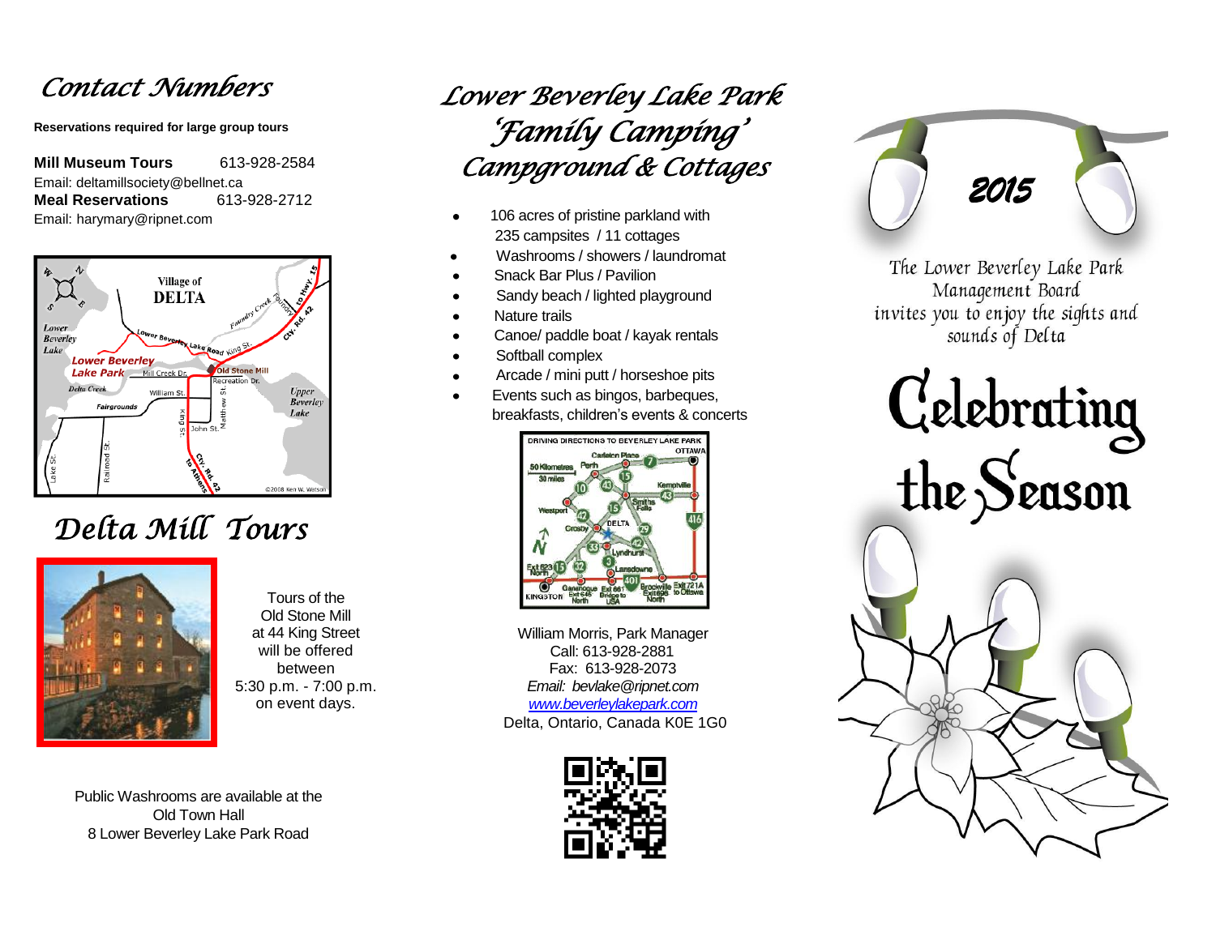## Contact Numbers

**Reservations required for large group tours**

**Mill Museum Tours** 613-928-2584
Email: deltamillsociety@bellnet.ca
**Meal Reservations** 613-928-2712
Email: harymary@ripnet.com

## Delta Mill Tours

Tours of the Old Stone Mill at 44 King Street will be offered between 5:30 p.m. - 7:00 p.m. on event days.

Public Washrooms are available at the Old Town Hall
8 Lower Beverley Lake Park Road

# Lower Beverley Lake Park 'Family Camping' Campground & Cottages

- 106 acres of pristine parkland with 235 campsites / 11 cottages
- Washrooms / showers / laundromat
- Snack Bar Plus / Pavilion
- Sandy beach / lighted playground
- Nature trails
- Canoe/ paddle boat / kayak rentals
- Softball complex
- Arcade / mini putt / horseshoe pits
- Events such as bingos, barbeques, breakfasts, children's events & concerts

William Morris, Park Manager
Call: 613-928-2881
Fax: 613-928-2073
*Email: bevlake@ripnet.com*
[www.beverleylakepark.com](http://www.beverleylakepark.com)
Delta, Ontario, Canada K0E 1G0

# 2015

The Lower Beverley Lake Park Management Board invites you to enjoy the sights and sounds of Delta

# Celebrating the Season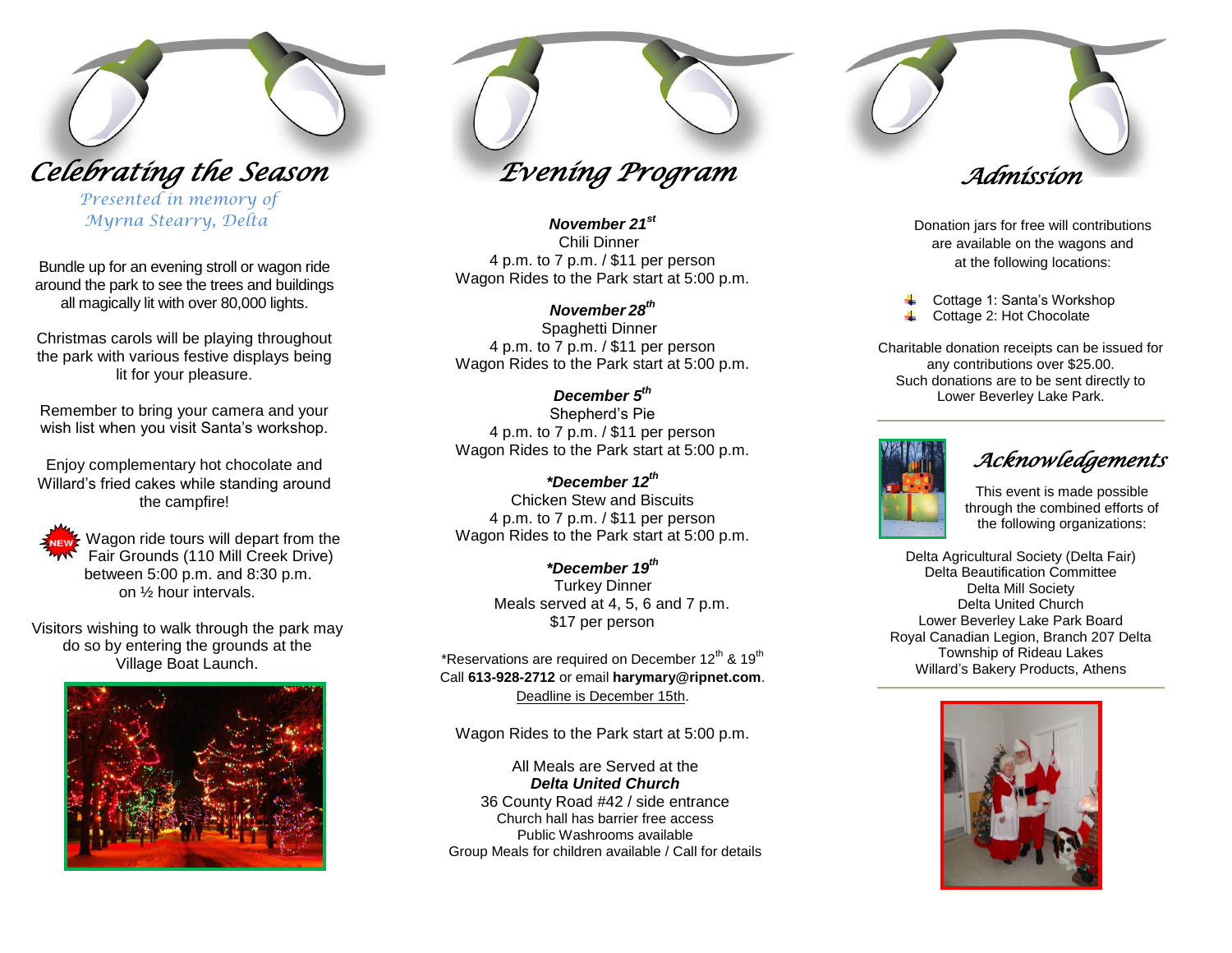# Celebrating the Season

*Presented in memory of*
*Myrna Stearry, Delta*

Bundle up for an evening stroll or wagon ride around the park to see the trees and buildings all magically lit with over 80,000 lights.

Christmas carols will be playing throughout the park with various festive displays being lit for your pleasure.

Remember to bring your camera and your wish list when you visit Santa's workshop.

Enjoy complementary hot chocolate and Willard's fried cakes while standing around the campfire!

NEW Wagon ride tours will depart from the Fair Grounds (110 Mill Creek Drive) between 5:00 p.m. and 8:30 p.m. on ½ hour intervals.

Visitors wishing to walk through the park may do so by entering the grounds at the Village Boat Launch.

# Evening Program

***November 21st***
Chili Dinner
4 p.m. to 7 p.m. / $11 per person
Wagon Rides to the Park start at 5:00 p.m.

***November 28th***
Spaghetti Dinner
4 p.m. to 7 p.m. / $11 per person
Wagon Rides to the Park start at 5:00 p.m.

***December 5th***
Shepherd's Pie
4 p.m. to 7 p.m. / $11 per person
Wagon Rides to the Park start at 5:00 p.m.

****December 12th***
Chicken Stew and Biscuits
4 p.m. to 7 p.m. / $11 per person
Wagon Rides to the Park start at 5:00 p.m.

****December 19th***
Turkey Dinner
Meals served at 4, 5, 6 and 7 p.m.
$17 per person

*Reservations are required on December 12th & 19th
Call **613-928-2712** or email **harymary@ripnet.com**.
Deadline is December 15th.

Wagon Rides to the Park start at 5:00 p.m.

All Meals are Served at the
***Delta United Church***
36 County Road #42 / side entrance
Church hall has barrier free access
Public Washrooms available
Group Meals for children available / Call for details

# Admission

Donation jars for free will contributions are available on the wagons and at the following locations:

- Cottage 1: Santa's Workshop
- Cottage 2: Hot Chocolate

Charitable donation receipts can be issued for any contributions over $25.00. Such donations are to be sent directly to Lower Beverley Lake Park.

# Acknowledgements

This event is made possible through the combined efforts of the following organizations:

Delta Agricultural Society (Delta Fair)
Delta Beautification Committee
Delta Mill Society
Delta United Church
Lower Beverley Lake Park Board
Royal Canadian Legion, Branch 207 Delta
Township of Rideau Lakes
Willard's Bakery Products, Athens